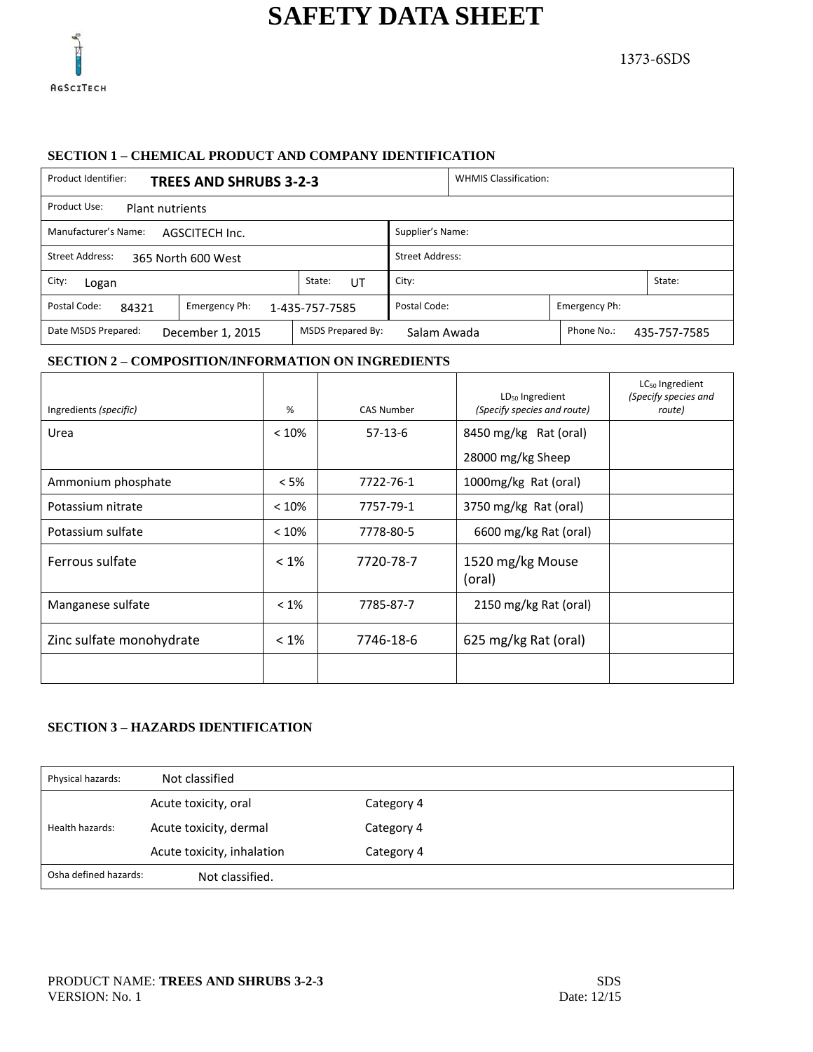# SAFETY DATA SHEET

AGSCITECH

1373-6SDS

### SECTION 1 – CHEMICAL PRODUCT AND COMPANY IDENTIFICATION

| | | | |
|---|---|---|---|
| Product Identifier: **TREES AND SHRUBS 3-2-3** | | WHMIS Classification: | |
| Product Use: Plant nutrients | | | |
| Manufacturer's Name: AGSCITECH Inc. | | Supplier's Name: | |
| Street Address: 365 North 600 West | | Street Address: | |
| City: Logan | State: UT | City: | State: |
| Postal Code: 84321 | Emergency Ph: 1-435-757-7585 | Postal Code: | Emergency Ph: |
| Date MSDS Prepared: December 1, 2015 | MSDS Prepared By: Salam Awada | | Phone No.: 435-757-7585 |

### SECTION 2 – COMPOSITION/INFORMATION ON INGREDIENTS

| Ingredients *(specific)* | % | CAS Number | $LD_{50}$ Ingredient *(Specify species and route)* | $LC_{50}$ Ingredient *(Specify species and route)* |
|---|---|---|---|---|
| Urea | < 10% | 57-13-6 | 8450 mg/kg Rat (oral)<br>28000 mg/kg Sheep | |
| Ammonium phosphate | < 5% | 7722-76-1 | 1000mg/kg Rat (oral) | |
| Potassium nitrate | < 10% | 7757-79-1 | 3750 mg/kg Rat (oral) | |
| Potassium sulfate | < 10% | 7778-80-5 | 6600 mg/kg Rat (oral) | |
| Ferrous sulfate | < 1% | 7720-78-7 | 1520 mg/kg Mouse (oral) | |
| Manganese sulfate | < 1% | 7785-87-7 | 2150 mg/kg Rat (oral) | |
| Zinc sulfate monohydrate | < 1% | 7746-18-6 | 625 mg/kg Rat (oral) | |
| | | | | |

### SECTION 3 – HAZARDS IDENTIFICATION

| | | |
|---|---|---|
| Physical hazards: | Not classified | |
| Health hazards: | Acute toxicity, oral | Category 4 |
| | Acute toxicity, dermal | Category 4 |
| | Acute toxicity, inhalation | Category 4 |
| Osha defined hazards: | Not classified. | |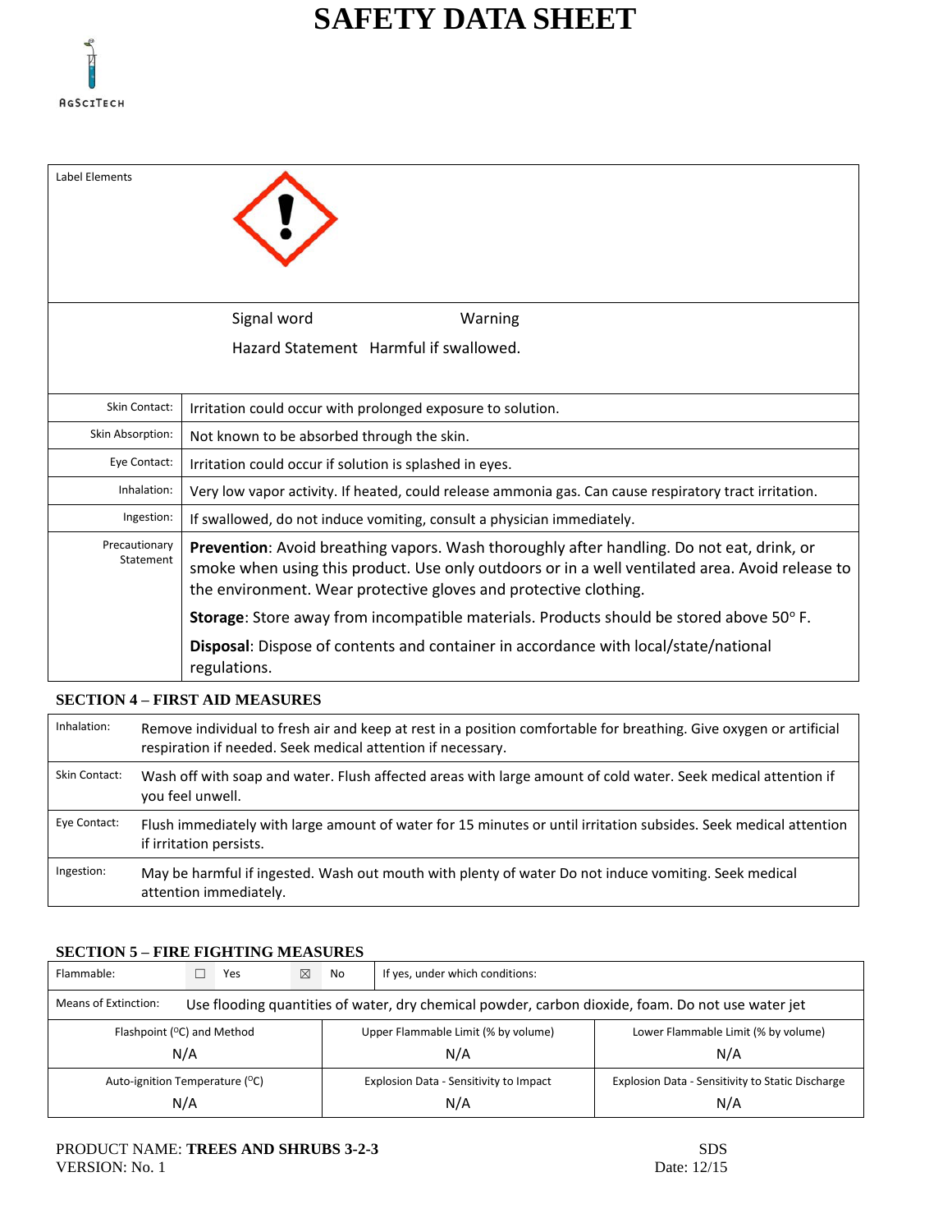# SAFETY DATA SHEET

| Label Elements | |
|---|---|
| | Signal word Warning<br>Hazard Statement Harmful if swallowed. |
| Skin Contact: | Irritation could occur with prolonged exposure to solution. |
| Skin Absorption: | Not known to be absorbed through the skin. |
| Eye Contact: | Irritation could occur if solution is splashed in eyes. |
| Inhalation: | Very low vapor activity. If heated, could release ammonia gas. Can cause respiratory tract irritation. |
| Ingestion: | If swallowed, do not induce vomiting, consult a physician immediately. |
| Precautionary Statement | **Prevention**: Avoid breathing vapors. Wash thoroughly after handling. Do not eat, drink, or smoke when using this product. Use only outdoors or in a well ventilated area. Avoid release to the environment. Wear protective gloves and protective clothing.<br>**Storage**: Store away from incompatible materials. Products should be stored above 50° F.<br>**Disposal**: Dispose of contents and container in accordance with local/state/national regulations. |

## SECTION 4 – FIRST AID MEASURES

| | |
|---|---|
| Inhalation: | Remove individual to fresh air and keep at rest in a position comfortable for breathing. Give oxygen or artificial respiration if needed. Seek medical attention if necessary. |
| Skin Contact: | Wash off with soap and water. Flush affected areas with large amount of cold water. Seek medical attention if you feel unwell. |
| Eye Contact: | Flush immediately with large amount of water for 15 minutes or until irritation subsides. Seek medical attention if irritation persists. |
| Ingestion: | May be harmful if ingested. Wash out mouth with plenty of water Do not induce vomiting. Seek medical attention immediately. |

## SECTION 5 – FIRE FIGHTING MEASURES

| Flammable: | ☐ Yes ☒ No | If yes, under which conditions: |
|---|---|---|
| Means of Extinction: | Use flooding quantities of water, dry chemical powder, carbon dioxide, foam. Do not use water jet | |
| Flashpoint (°C) and Method<br>N/A | Upper Flammable Limit (% by volume)<br>N/A | Lower Flammable Limit (% by volume)<br>N/A |
| Auto-ignition Temperature (°C)<br>N/A | Explosion Data - Sensitivity to Impact<br>N/A | Explosion Data - Sensitivity to Static Discharge<br>N/A |

PRODUCT NAME: **TREES AND SHRUBS 3-2-3**
VERSION: No. 1

SDS
Date: 12/15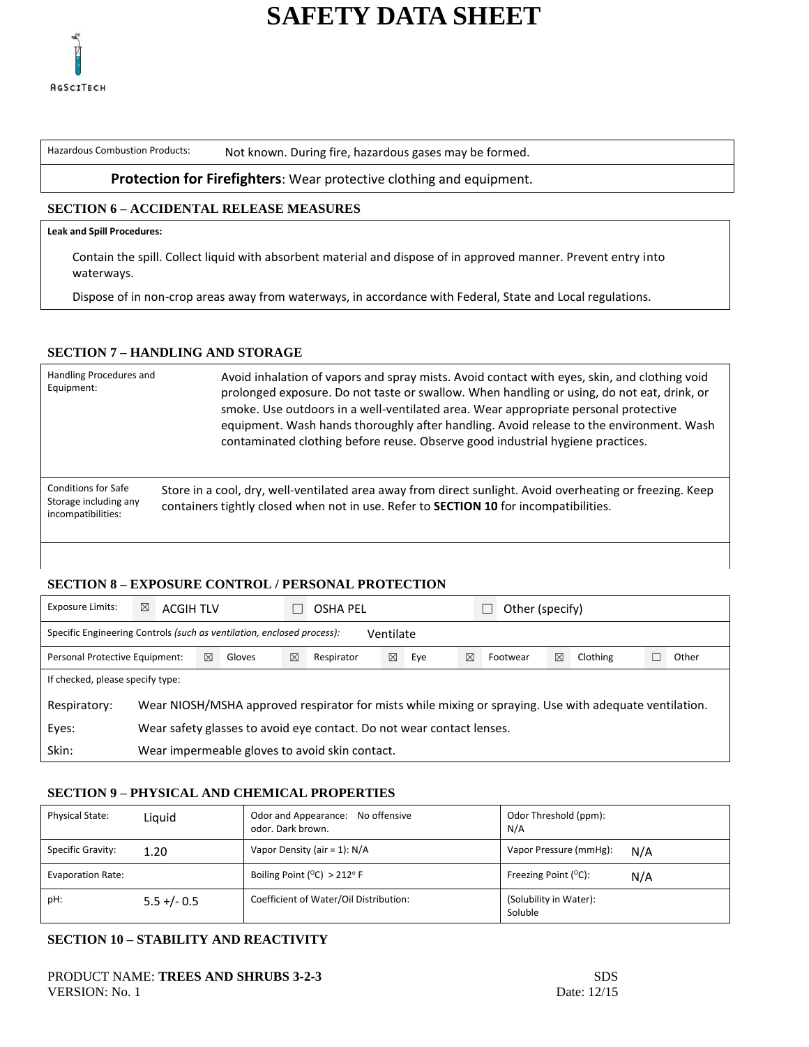# SAFETY DATA SHEET

| Hazardous Combustion Products: | Not known. During fire, hazardous gases may be formed. |
|---|---|

**Protection for Firefighters**: Wear protective clothing and equipment.

## SECTION 6 – ACCIDENTAL RELEASE MEASURES

**Leak and Spill Procedures:**

Contain the spill. Collect liquid with absorbent material and dispose of in approved manner. Prevent entry into waterways.

Dispose of in non-crop areas away from waterways, in accordance with Federal, State and Local regulations.

## SECTION 7 – HANDLING AND STORAGE

| | |
|---|---|
| Handling Procedures and Equipment: | Avoid inhalation of vapors and spray mists. Avoid contact with eyes, skin, and clothing void prolonged exposure. Do not taste or swallow. When handling or using, do not eat, drink, or smoke. Use outdoors in a well-ventilated area. Wear appropriate personal protective equipment. Wash hands thoroughly after handling. Avoid release to the environment. Wash contaminated clothing before reuse. Observe good industrial hygiene practices. |
| Conditions for Safe Storage including any incompatibilities: | Store in a cool, dry, well-ventilated area away from direct sunlight. Avoid overheating or freezing. Keep containers tightly closed when not in use. Refer to **SECTION 10** for incompatibilities. |

## SECTION 8 – EXPOSURE CONTROL / PERSONAL PROTECTION

Exposure Limits: ☒ ACGIH TLV ☐ OSHA PEL ☐ Other (specify)

Specific Engineering Controls *(such as ventilation, enclosed process):* Ventilate

Personal Protective Equipment: ☒ Gloves ☒ Respirator ☒ Eye ☒ Footwear ☒ Clothing ☐ Other

If checked, please specify type:

| | |
|---|---|
| Respiratory: | Wear NIOSH/MSHA approved respirator for mists while mixing or spraying. Use with adequate ventilation. |
| Eyes: | Wear safety glasses to avoid eye contact. Do not wear contact lenses. |
| Skin: | Wear impermeable gloves to avoid skin contact. |

## SECTION 9 – PHYSICAL AND CHEMICAL PROPERTIES

| | | |
|---|---|---|
| Physical State: Liquid | Odor and Appearance: No offensive odor. Dark brown. | Odor Threshold (ppm): N/A |
| Specific Gravity: 1.20 | Vapor Density (air = 1): N/A | Vapor Pressure (mmHg): N/A |
| Evaporation Rate: | Boiling Point (°C) > 212° F | Freezing Point (°C): N/A |
| pH: 5.5 +/- 0.5 | Coefficient of Water/Oil Distribution: | (Solubility in Water): Soluble |

## SECTION 10 – STABILITY AND REACTIVITY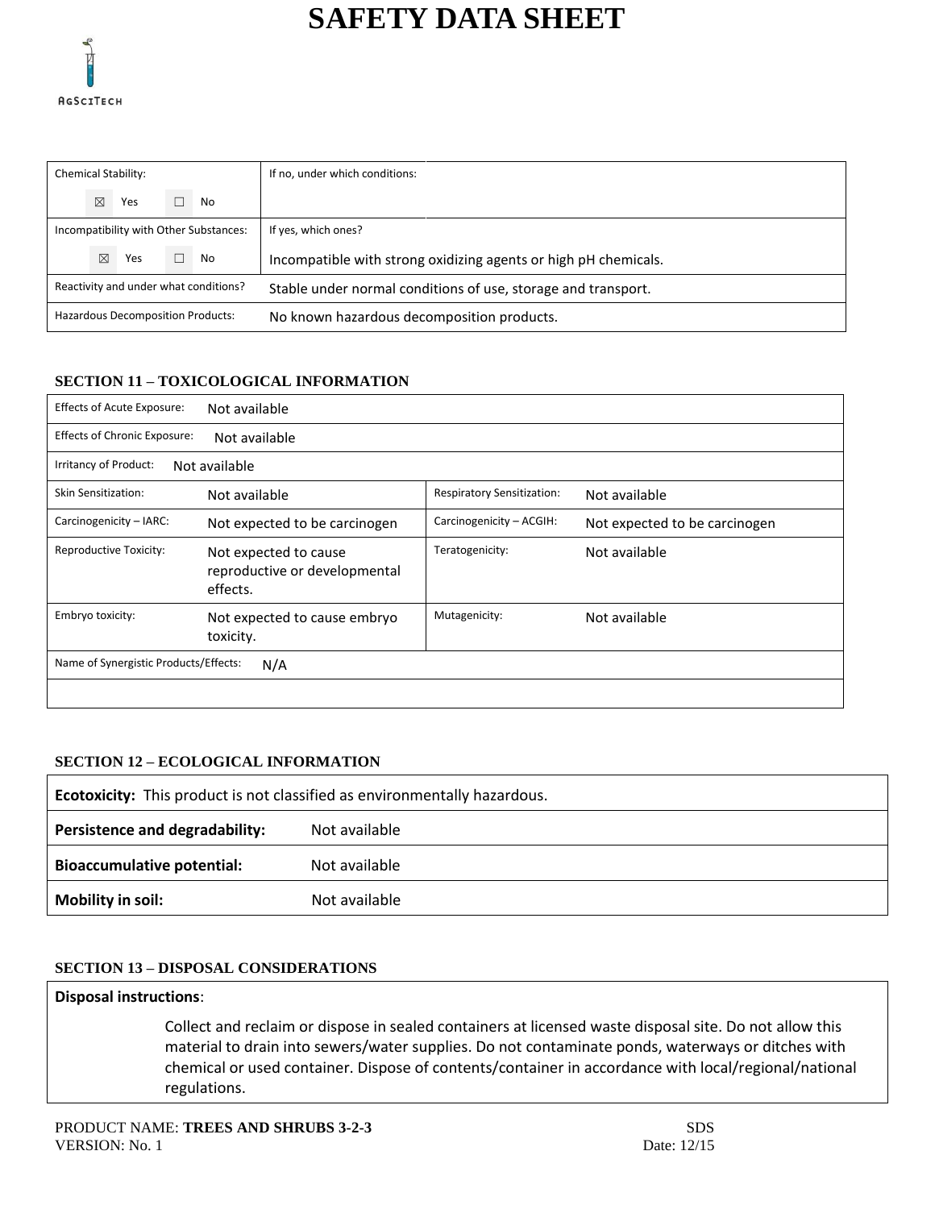# SAFETY DATA SHEET

| Chemical Stability: ☒ Yes ☐ No | If no, under which conditions: |
|---|---|
| Incompatibility with Other Substances: ☒ Yes ☐ No | If yes, which ones? Incompatible with strong oxidizing agents or high pH chemicals. |
| Reactivity and under what conditions? | Stable under normal conditions of use, storage and transport. |
| Hazardous Decomposition Products: | No known hazardous decomposition products. |

### SECTION 11 – TOXICOLOGICAL INFORMATION

| | | | |
|---|---|---|---|
| Effects of Acute Exposure: | Not available | | |
| Effects of Chronic Exposure: | Not available | | |
| Irritancy of Product: | Not available | | |
| Skin Sensitization: | Not available | Respiratory Sensitization: | Not available |
| Carcinogenicity – IARC: | Not expected to be carcinogen | Carcinogenicity – ACGIH: | Not expected to be carcinogen |
| Reproductive Toxicity: | Not expected to cause reproductive or developmental effects. | Teratogenicity: | Not available |
| Embryo toxicity: | Not expected to cause embryo toxicity. | Mutagenicity: | Not available |
| Name of Synergistic Products/Effects: | N/A | | |

### SECTION 12 – ECOLOGICAL INFORMATION

| | |
|---|---|
| **Ecotoxicity:** This product is not classified as environmentally hazardous. | |
| **Persistence and degradability:** | Not available |
| **Bioaccumulative potential:** | Not available |
| **Mobility in soil:** | Not available |

### SECTION 13 – DISPOSAL CONSIDERATIONS

**Disposal instructions**:

Collect and reclaim or dispose in sealed containers at licensed waste disposal site. Do not allow this material to drain into sewers/water supplies. Do not contaminate ponds, waterways or ditches with chemical or used container. Dispose of contents/container in accordance with local/regional/national regulations.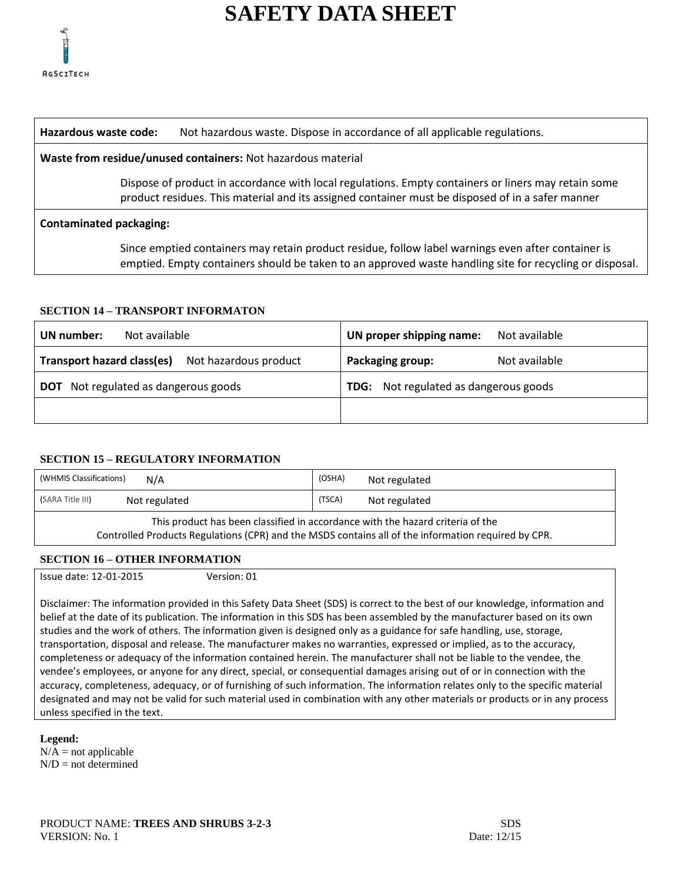# SAFETY DATA SHEET

| | |
|---|---|
| **Hazardous waste code:** | Not hazardous waste. Dispose in accordance of all applicable regulations. |
| **Waste from residue/unused containers:** | Not hazardous material<br>Dispose of product in accordance with local regulations. Empty containers or liners may retain some product residues. This material and its assigned container must be disposed of in a safer manner |
| **Contaminated packaging:** | Since emptied containers may retain product residue, follow label warnings even after container is emptied. Empty containers should be taken to an approved waste handling site for recycling or disposal. |

### SECTION 14 – TRANSPORT INFORMATON

| | |
|---|---|
| **UN number:** Not available | **UN proper shipping name:** Not available |
| **Transport hazard class(es)** Not hazardous product | **Packaging group:** Not available |
| **DOT** Not regulated as dangerous goods | **TDG:** Not regulated as dangerous goods |
| | |

### SECTION 15 – REGULATORY INFORMATION

| | |
|---|---|
| (WHMIS Classifications) N/A | (OSHA) Not regulated |
| (SARA Title III) Not regulated | (TSCA) Not regulated |

This product has been classified in accordance with the hazard criteria of the Controlled Products Regulations (CPR) and the MSDS contains all of the information required by CPR.

### SECTION 16 – OTHER INFORMATION

Issue date: 12-01-2015 Version: 01

Disclaimer: The information provided in this Safety Data Sheet (SDS) is correct to the best of our knowledge, information and belief at the date of its publication. The information in this SDS has been assembled by the manufacturer based on its own studies and the work of others. The information given is designed only as a guidance for safe handling, use, storage, transportation, disposal and release. The manufacturer makes no warranties, expressed or implied, as to the accuracy, completeness or adequacy of the information contained herein. The manufacturer shall not be liable to the vendee, the vendee's employees, or anyone for any direct, special, or consequential damages arising out of or in connection with the accuracy, completeness, adequacy, or of furnishing of such information. The information relates only to the specific material designated and may not be valid for such material used in combination with any other materials or products or in any process unless specified in the text.

**Legend:**
N/A = not applicable
N/D = not determined